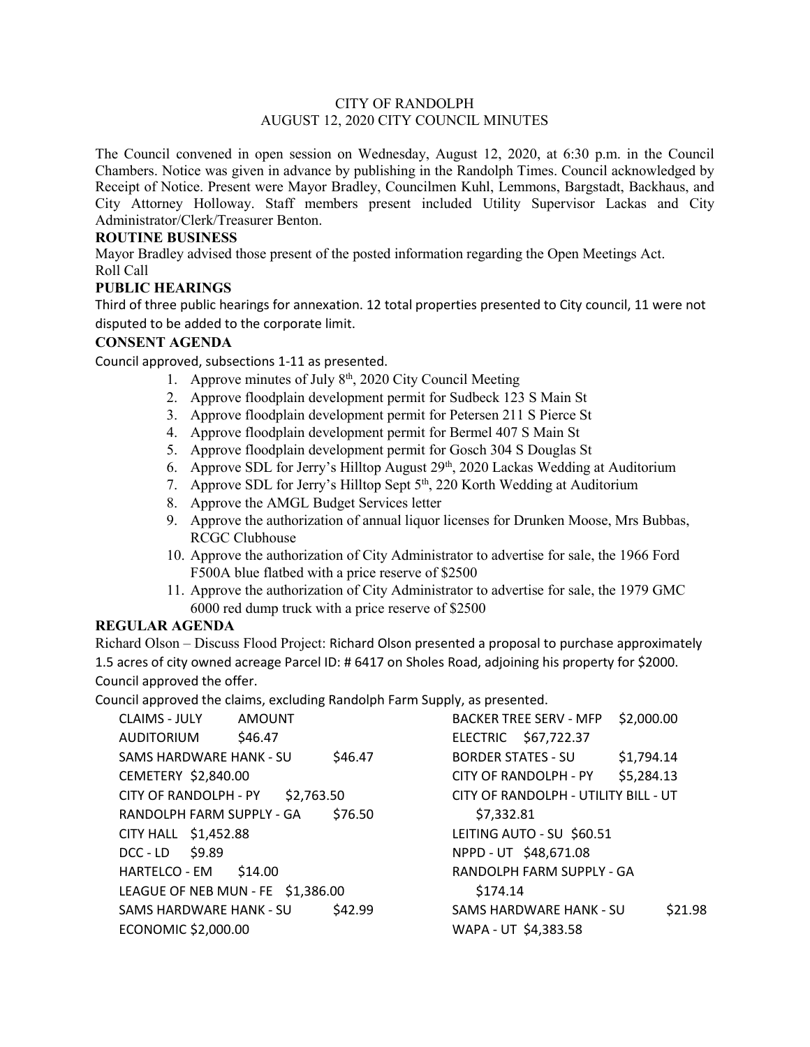# CITY OF RANDOLPH
## AUGUST 12, 2020 CITY COUNCIL MINUTES

The Council convened in open session on Wednesday, August 12, 2020, at 6:30 p.m. in the Council Chambers. Notice was given in advance by publishing in the Randolph Times. Council acknowledged by Receipt of Notice. Present were Mayor Bradley, Councilmen Kuhl, Lemmons, Bargstadt, Backhaus, and City Attorney Holloway. Staff members present included Utility Supervisor Lackas and City Administrator/Clerk/Treasurer Benton.

**ROUTINE BUSINESS**

Mayor Bradley advised those present of the posted information regarding the Open Meetings Act.
Roll Call

**PUBLIC HEARINGS**

Third of three public hearings for annexation. 12 total properties presented to City council, 11 were not disputed to be added to the corporate limit.

**CONSENT AGENDA**

Council approved, subsections 1-11 as presented.

1. Approve minutes of July 8th, 2020 City Council Meeting
2. Approve floodplain development permit for Sudbeck 123 S Main St
3. Approve floodplain development permit for Petersen 211 S Pierce St
4. Approve floodplain development permit for Bermel 407 S Main St
5. Approve floodplain development permit for Gosch 304 S Douglas St
6. Approve SDL for Jerry's Hilltop August 29th, 2020 Lackas Wedding at Auditorium
7. Approve SDL for Jerry's Hilltop Sept 5th, 220 Korth Wedding at Auditorium
8. Approve the AMGL Budget Services letter
9. Approve the authorization of annual liquor licenses for Drunken Moose, Mrs Bubbas, RCGC Clubhouse
10. Approve the authorization of City Administrator to advertise for sale, the 1966 Ford F500A blue flatbed with a price reserve of $2500
11. Approve the authorization of City Administrator to advertise for sale, the 1979 GMC 6000 red dump truck with a price reserve of $2500

**REGULAR AGENDA**

Richard Olson – Discuss Flood Project: Richard Olson presented a proposal to purchase approximately 1.5 acres of city owned acreage Parcel ID: # 6417 on Sholes Road, adjoining his property for $2000. Council approved the offer.

Council approved the claims, excluding Randolph Farm Supply, as presented.

| CLAIMS - JULY | AMOUNT |
|---|---|
| AUDITORIUM | $46.47 |
| SAMS HARDWARE HANK - SU | $46.47 |
| CEMETERY | $2,840.00 |
| CITY OF RANDOLPH - PY | $2,763.50 |
| RANDOLPH FARM SUPPLY - GA | $76.50 |
| CITY HALL | $1,452.88 |
| DCC - LD | $9.89 |
| HARTELCO - EM | $14.00 |
| LEAGUE OF NEB MUN - FE | $1,386.00 |
| SAMS HARDWARE HANK - SU | $42.99 |
| ECONOMIC | $2,000.00 |
| BACKER TREE SERV - MFP | $2,000.00 |
| ELECTRIC | $67,722.37 |
| BORDER STATES - SU | $1,794.14 |
| CITY OF RANDOLPH - PY | $5,284.13 |
| CITY OF RANDOLPH - UTILITY BILL - UT | $7,332.81 |
| LEITING AUTO - SU | $60.51 |
| NPPD - UT | $48,671.08 |
| RANDOLPH FARM SUPPLY - GA | $174.14 |
| SAMS HARDWARE HANK - SU | $21.98 |
| WAPA - UT | $4,383.58 |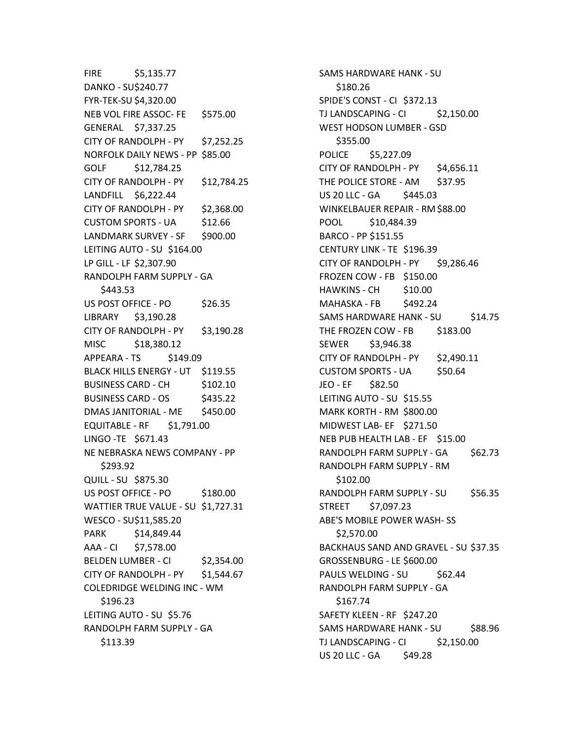FIRE $5,135.77
DANKO - SU$240.77
FYR-TEK-SU $4,320.00
NEB VOL FIRE ASSOC- FE $575.00
GENERAL $7,337.25
CITY OF RANDOLPH - PY $7,252.25
NORFOLK DAILY NEWS - PP $85.00
GOLF $12,784.25
CITY OF RANDOLPH - PY $12,784.25
LANDFILL $6,222.44
CITY OF RANDOLPH - PY $2,368.00
CUSTOM SPORTS - UA $12.66
LANDMARK SURVEY - SF $900.00
LEITING AUTO - SU $164.00
LP GILL - LF $2,307.90
RANDOLPH FARM SUPPLY - GA $443.53
US POST OFFICE - PO $26.35
LIBRARY $3,190.28
CITY OF RANDOLPH - PY $3,190.28
MISC $18,380.12
APPEARA - TS $149.09
BLACK HILLS ENERGY - UT $119.55
BUSINESS CARD - CH $102.10
BUSINESS CARD - OS $435.22
DMAS JANITORIAL - ME $450.00
EQUITABLE - RF $1,791.00
LINGO -TE $671.43
NE NEBRASKA NEWS COMPANY - PP $293.92
QUILL - SU $875.30
US POST OFFICE - PO $180.00
WATTIER TRUE VALUE - SU $1,727.31
WESCO - SU$11,585.20
PARK $14,849.44
AAA - CI $7,578.00
BELDEN LUMBER - CI $2,354.00
CITY OF RANDOLPH - PY $1,544.67
COLEDRIDGE WELDING INC - WM $196.23
LEITING AUTO - SU $5.76
RANDOLPH FARM SUPPLY - GA $113.39
SAMS HARDWARE HANK - SU $180.26
SPIDE'S CONST - CI $372.13
TJ LANDSCAPING - CI $2,150.00
WEST HODSON LUMBER - GSD $355.00
POLICE $5,227.09
CITY OF RANDOLPH - PY $4,656.11
THE POLICE STORE - AM $37.95
US 20 LLC - GA $445.03
WINKELBAUER REPAIR - RM $88.00
POOL $10,484.39
BARCO - PP $151.55
CENTURY LINK - TE $196.39
CITY OF RANDOLPH - PY $9,286.46
FROZEN COW - FB $150.00
HAWKINS - CH $10.00
MAHASKA - FB $492.24
SAMS HARDWARE HANK - SU $14.75
THE FROZEN COW - FB $183.00
SEWER $3,946.38
CITY OF RANDOLPH - PY $2,490.11
CUSTOM SPORTS - UA $50.64
JEO - EF $82.50
LEITING AUTO - SU $15.55
MARK KORTH - RM $800.00
MIDWEST LAB- EF $271.50
NEB PUB HEALTH LAB - EF $15.00
RANDOLPH FARM SUPPLY - GA $62.73
RANDOLPH FARM SUPPLY - RM $102.00
RANDOLPH FARM SUPPLY - SU $56.35
STREET $7,097.23
ABE'S MOBILE POWER WASH- SS $2,570.00
BACKHAUS SAND AND GRAVEL - SU $37.35
GROSSENBURG - LE $600.00
PAULS WELDING - SU $62.44
RANDOLPH FARM SUPPLY - GA $167.74
SAFETY KLEEN - RF $247.20
SAMS HARDWARE HANK - SU $88.96
TJ LANDSCAPING - CI $2,150.00
US 20 LLC - GA $49.28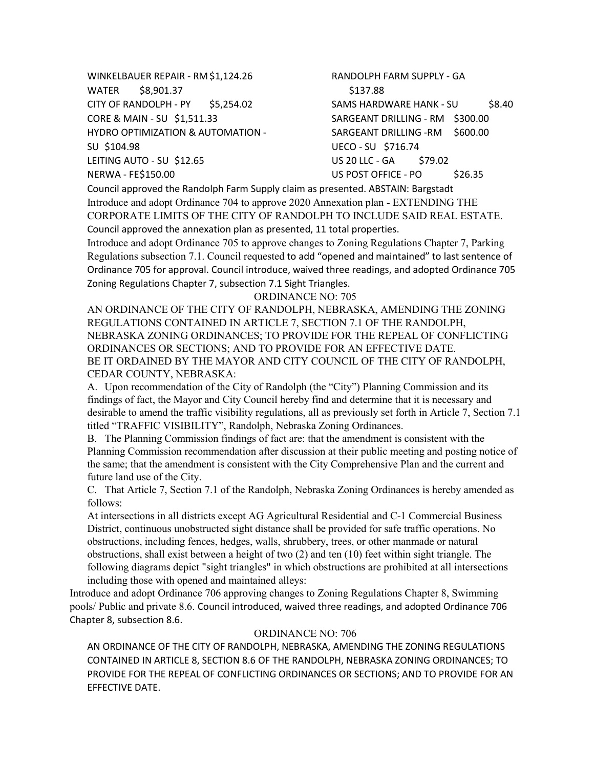WINKELBAUER REPAIR - RM $1,124.26
WATER $8,901.37
CITY OF RANDOLPH - PY $5,254.02
CORE & MAIN - SU $1,511.33
HYDRO OPTIMIZATION & AUTOMATION - SU $104.98
LEITING AUTO - SU $12.65
NERWA - FE $150.00
RANDOLPH FARM SUPPLY - GA $137.88
SAMS HARDWARE HANK - SU $8.40
SARGEANT DRILLING - RM $300.00
SARGEANT DRILLING -RM $600.00
UECO - SU $716.74
US 20 LLC - GA $79.02
US POST OFFICE - PO $26.35

Council approved the Randolph Farm Supply claim as presented. ABSTAIN: Bargstadt

Introduce and adopt Ordinance 704 to approve 2020 Annexation plan - EXTENDING THE CORPORATE LIMITS OF THE CITY OF RANDOLPH TO INCLUDE SAID REAL ESTATE. Council approved the annexation plan as presented, 11 total properties.

Introduce and adopt Ordinance 705 to approve changes to Zoning Regulations Chapter 7, Parking Regulations subsection 7.1. Council requested to add "opened and maintained" to last sentence of Ordinance 705 for approval. Council introduce, waived three readings, and adopted Ordinance 705 Zoning Regulations Chapter 7, subsection 7.1 Sight Triangles.

ORDINANCE NO: 705

AN ORDINANCE OF THE CITY OF RANDOLPH, NEBRASKA, AMENDING THE ZONING REGULATIONS CONTAINED IN ARTICLE 7, SECTION 7.1 OF THE RANDOLPH, NEBRASKA ZONING ORDINANCES; TO PROVIDE FOR THE REPEAL OF CONFLICTING ORDINANCES OR SECTIONS; AND TO PROVIDE FOR AN EFFECTIVE DATE.

BE IT ORDAINED BY THE MAYOR AND CITY COUNCIL OF THE CITY OF RANDOLPH, CEDAR COUNTY, NEBRASKA:

A. Upon recommendation of the City of Randolph (the "City") Planning Commission and its findings of fact, the Mayor and City Council hereby find and determine that it is necessary and desirable to amend the traffic visibility regulations, all as previously set forth in Article 7, Section 7.1 titled "TRAFFIC VISIBILITY", Randolph, Nebraska Zoning Ordinances.

B. The Planning Commission findings of fact are: that the amendment is consistent with the Planning Commission recommendation after discussion at their public meeting and posting notice of the same; that the amendment is consistent with the City Comprehensive Plan and the current and future land use of the City.

C. That Article 7, Section 7.1 of the Randolph, Nebraska Zoning Ordinances is hereby amended as follows:

At intersections in all districts except AG Agricultural Residential and C-1 Commercial Business District, continuous unobstructed sight distance shall be provided for safe traffic operations. No obstructions, including fences, hedges, walls, shrubbery, trees, or other manmade or natural obstructions, shall exist between a height of two (2) and ten (10) feet within sight triangle. The following diagrams depict "sight triangles" in which obstructions are prohibited at all intersections including those with opened and maintained alleys:

Introduce and adopt Ordinance 706 approving changes to Zoning Regulations Chapter 8, Swimming pools/ Public and private 8.6. Council introduced, waived three readings, and adopted Ordinance 706 Chapter 8, subsection 8.6.

ORDINANCE NO: 706

AN ORDINANCE OF THE CITY OF RANDOLPH, NEBRASKA, AMENDING THE ZONING REGULATIONS CONTAINED IN ARTICLE 8, SECTION 8.6 OF THE RANDOLPH, NEBRASKA ZONING ORDINANCES; TO PROVIDE FOR THE REPEAL OF CONFLICTING ORDINANCES OR SECTIONS; AND TO PROVIDE FOR AN EFFECTIVE DATE.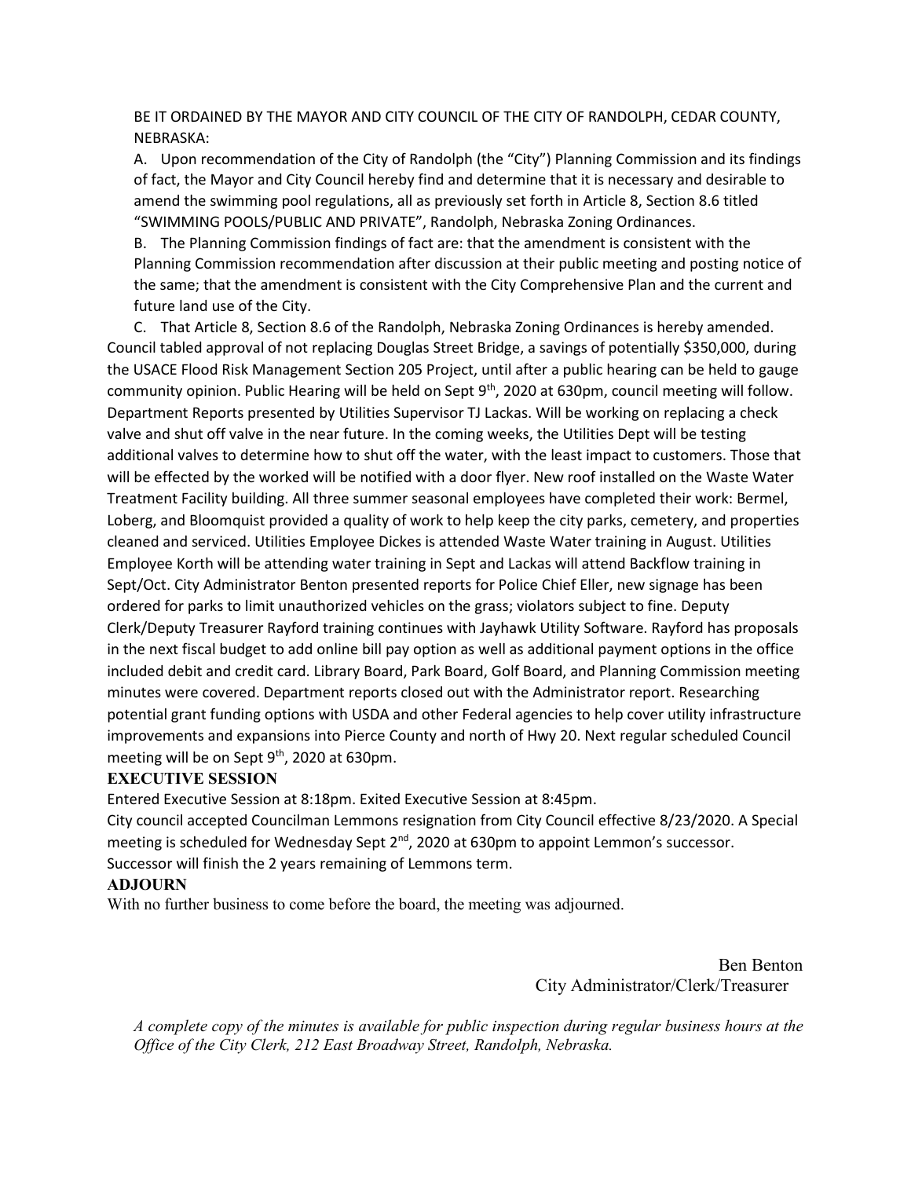BE IT ORDAINED BY THE MAYOR AND CITY COUNCIL OF THE CITY OF RANDOLPH, CEDAR COUNTY, NEBRASKA:

A. Upon recommendation of the City of Randolph (the "City") Planning Commission and its findings of fact, the Mayor and City Council hereby find and determine that it is necessary and desirable to amend the swimming pool regulations, all as previously set forth in Article 8, Section 8.6 titled "SWIMMING POOLS/PUBLIC AND PRIVATE", Randolph, Nebraska Zoning Ordinances.

B. The Planning Commission findings of fact are: that the amendment is consistent with the Planning Commission recommendation after discussion at their public meeting and posting notice of the same; that the amendment is consistent with the City Comprehensive Plan and the current and future land use of the City.

C. That Article 8, Section 8.6 of the Randolph, Nebraska Zoning Ordinances is hereby amended.

Council tabled approval of not replacing Douglas Street Bridge, a savings of potentially $350,000, during the USACE Flood Risk Management Section 205 Project, until after a public hearing can be held to gauge community opinion. Public Hearing will be held on Sept 9th, 2020 at 630pm, council meeting will follow. Department Reports presented by Utilities Supervisor TJ Lackas. Will be working on replacing a check valve and shut off valve in the near future. In the coming weeks, the Utilities Dept will be testing additional valves to determine how to shut off the water, with the least impact to customers. Those that will be effected by the worked will be notified with a door flyer. New roof installed on the Waste Water Treatment Facility building. All three summer seasonal employees have completed their work: Bermel, Loberg, and Bloomquist provided a quality of work to help keep the city parks, cemetery, and properties cleaned and serviced. Utilities Employee Dickes is attended Waste Water training in August. Utilities Employee Korth will be attending water training in Sept and Lackas will attend Backflow training in Sept/Oct. City Administrator Benton presented reports for Police Chief Eller, new signage has been ordered for parks to limit unauthorized vehicles on the grass; violators subject to fine. Deputy Clerk/Deputy Treasurer Rayford training continues with Jayhawk Utility Software. Rayford has proposals in the next fiscal budget to add online bill pay option as well as additional payment options in the office included debit and credit card. Library Board, Park Board, Golf Board, and Planning Commission meeting minutes were covered. Department reports closed out with the Administrator report. Researching potential grant funding options with USDA and other Federal agencies to help cover utility infrastructure improvements and expansions into Pierce County and north of Hwy 20. Next regular scheduled Council meeting will be on Sept 9th, 2020 at 630pm.

**EXECUTIVE SESSION**

Entered Executive Session at 8:18pm. Exited Executive Session at 8:45pm.

City council accepted Councilman Lemmons resignation from City Council effective 8/23/2020. A Special meeting is scheduled for Wednesday Sept 2nd, 2020 at 630pm to appoint Lemmon's successor. Successor will finish the 2 years remaining of Lemmons term.

**ADJOURN**

With no further business to come before the board, the meeting was adjourned.

Ben Benton
City Administrator/Clerk/Treasurer

*A complete copy of the minutes is available for public inspection during regular business hours at the Office of the City Clerk, 212 East Broadway Street, Randolph, Nebraska.*